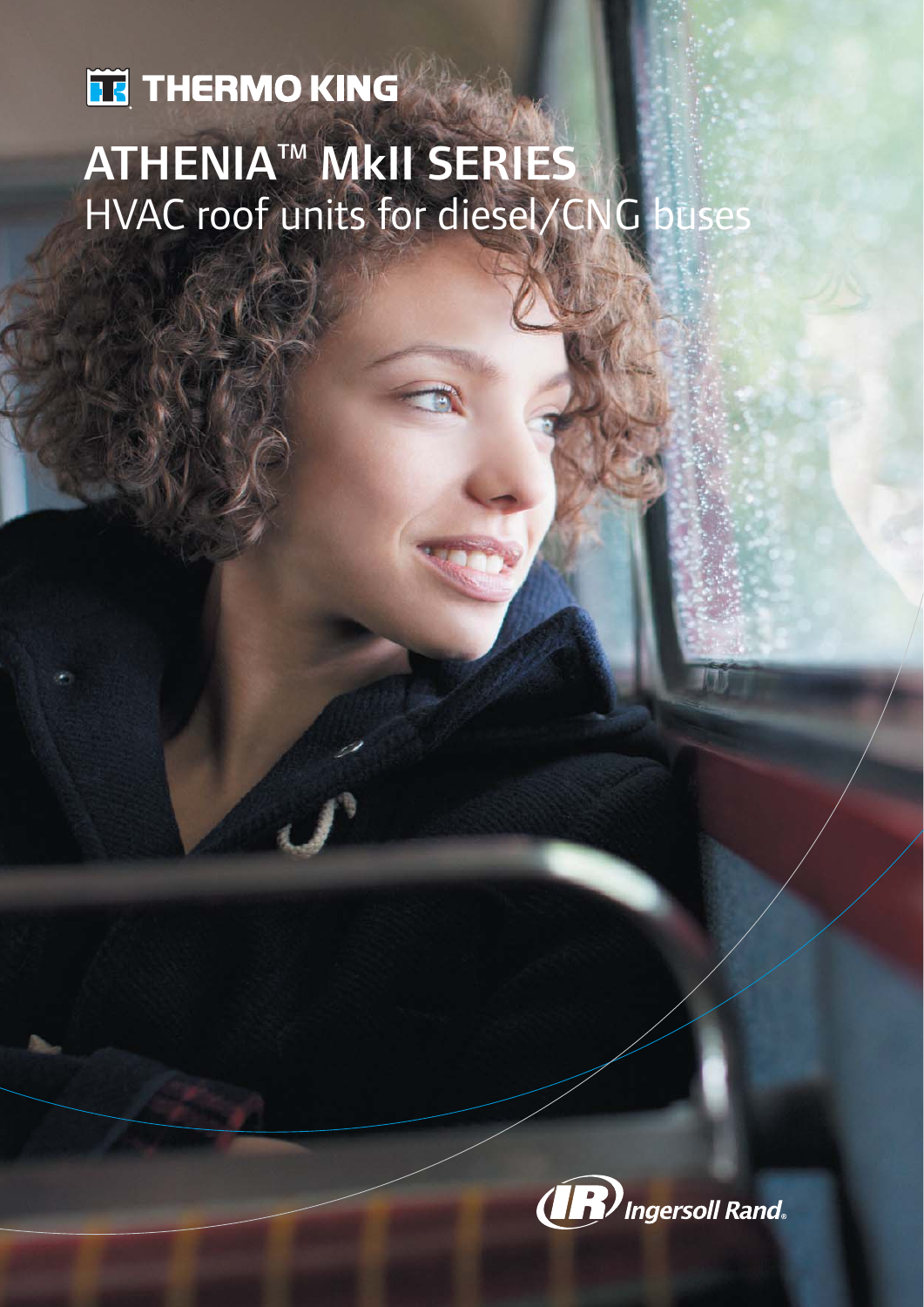THERMO KING

# ATHENIA™ MkII SERIES

## HVAC roof units for diesel/CNG buses

Ingersoll Rand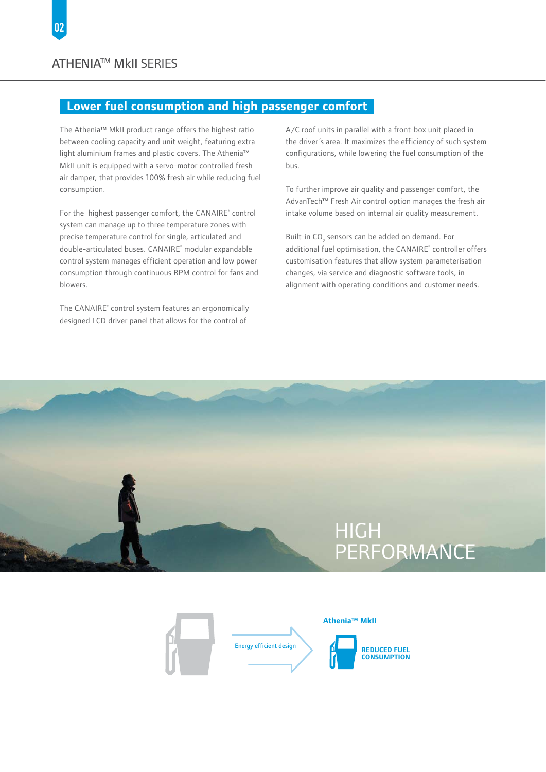# ATHENIA™ MkII SERIES

## Lower fuel consumption and high passenger comfort

The Athenia™ MkII product range offers the highest ratio between cooling capacity and unit weight, featuring extra light aluminium frames and plastic covers. The Athenia™ MkII unit is equipped with a servo-motor controlled fresh air damper, that provides 100% fresh air while reducing fuel consumption.

For the highest passenger comfort, the CANAIRE® control system can manage up to three temperature zones with precise temperature control for single, articulated and double-articulated buses. CANAIRE® modular expandable control system manages efficient operation and low power consumption through continuous RPM control for fans and blowers.

The CANAIRE® control system features an ergonomically designed LCD driver panel that allows for the control of A/C roof units in parallel with a front-box unit placed in the driver´s area. It maximizes the efficiency of such system configurations, while lowering the fuel consumption of the bus.

To further improve air quality and passenger comfort, the AdvanTech™ Fresh Air control option manages the fresh air intake volume based on internal air quality measurement.

Built-in $CO_2$ sensors can be added on demand. For additional fuel optimisation, the CANAIRE® controller offers customisation features that allow system parameterisation changes, via service and diagnostic software tools, in alignment with operating conditions and customer needs.

HIGH PERFORMANCE

Energy efficient design

**Athenia™ MkII**

**REDUCED FUEL CONSUMPTION**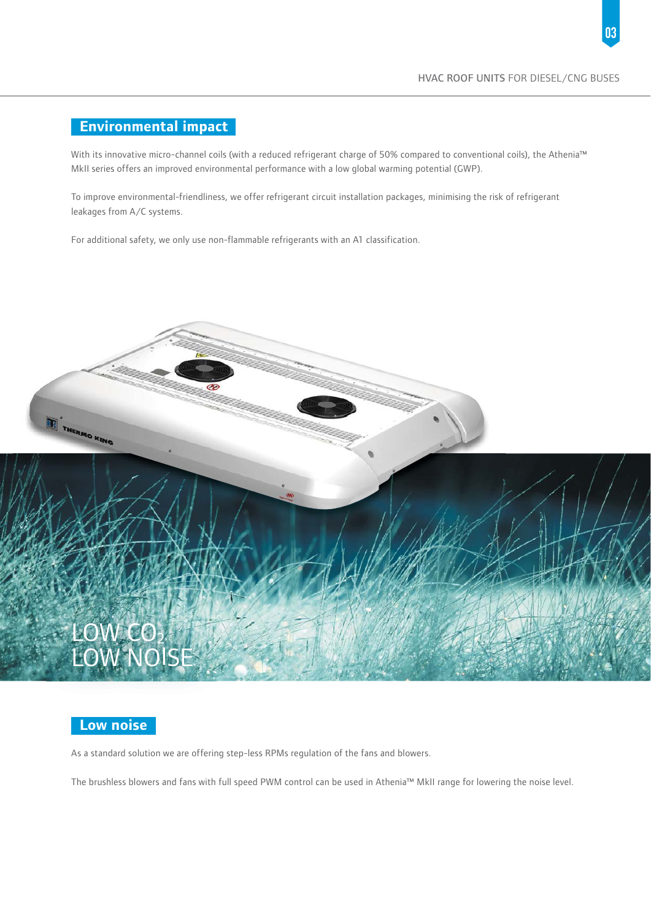## Environmental impact

With its innovative micro-channel coils (with a reduced refrigerant charge of 50% compared to conventional coils), the Athenia™ MkII series offers an improved environmental performance with a low global warming potential (GWP).

To improve environmental-friendliness, we offer refrigerant circuit installation packages, minimising the risk of refrigerant leakages from A/C systems.

For additional safety, we only use non-flammable refrigerants with an A1 classification.

LOW $CO_2$
LOW NOISE

## Low noise

As a standard solution we are offering step-less RPMs regulation of the fans and blowers.

The brushless blowers and fans with full speed PWM control can be used in Athenia™ MkII range for lowering the noise level.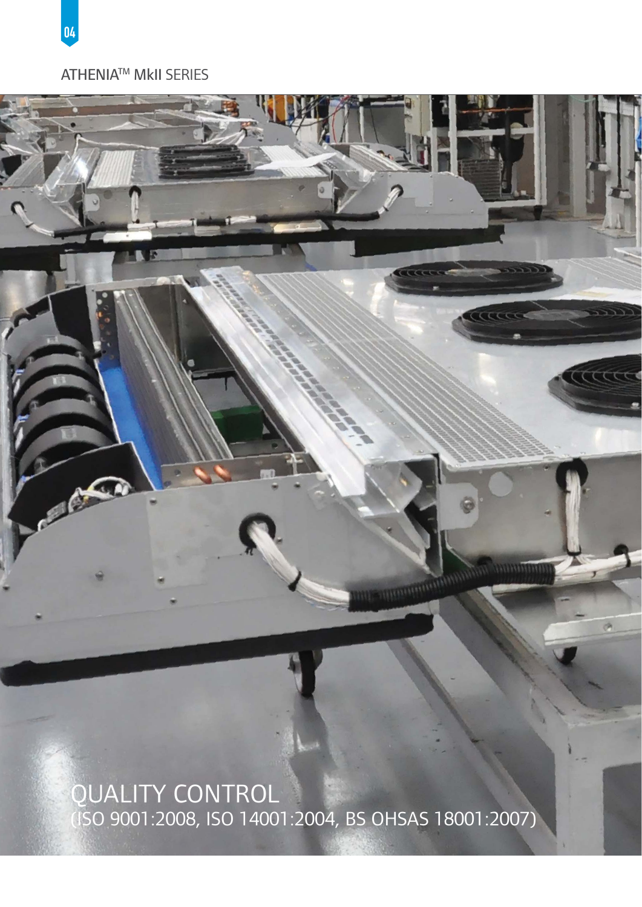# QUALITY CONTROL

(ISO 9001:2008, ISO 14001:2004, BS OHSAS 18001:2007)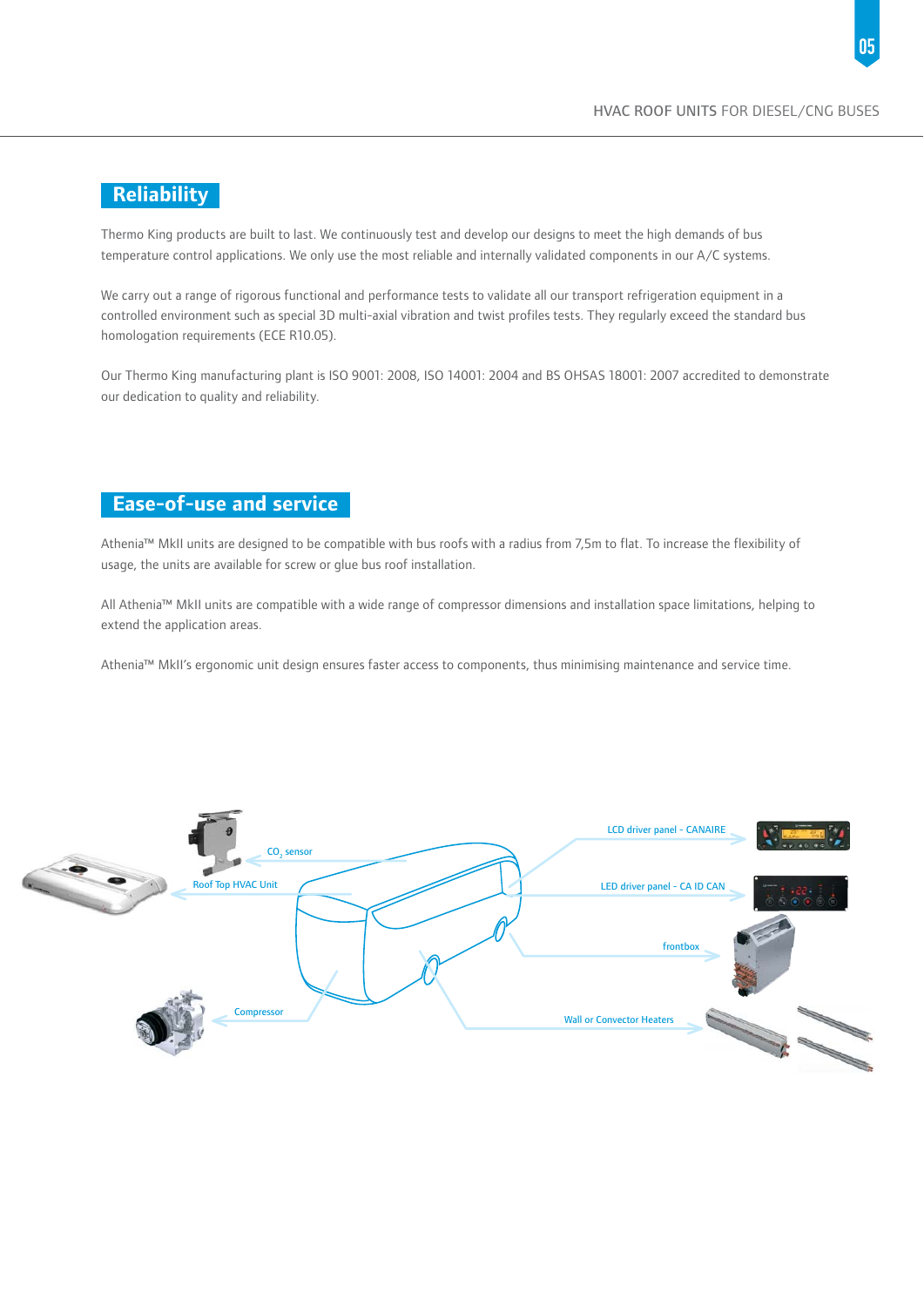## Reliability

Thermo King products are built to last. We continuously test and develop our designs to meet the high demands of bus temperature control applications. We only use the most reliable and internally validated components in our A/C systems.

We carry out a range of rigorous functional and performance tests to validate all our transport refrigeration equipment in a controlled environment such as special 3D multi-axial vibration and twist profiles tests. They regularly exceed the standard bus homologation requirements (ECE R10.05).

Our Thermo King manufacturing plant is ISO 9001: 2008, ISO 14001: 2004 and BS OHSAS 18001: 2007 accredited to demonstrate our dedication to quality and reliability.

## Ease-of-use and service

Athenia™ MkII units are designed to be compatible with bus roofs with a radius from 7,5m to flat. To increase the flexibility of usage, the units are available for screw or glue bus roof installation.

All Athenia™ MkII units are compatible with a wide range of compressor dimensions and installation space limitations, helping to extend the application areas.

Athenia™ MkII's ergonomic unit design ensures faster access to components, thus minimising maintenance and service time.

$CO_2$ sensor

Roof Top HVAC Unit

Compressor

LCD driver panel - CANAIRE

LED driver panel - CA ID CAN

frontbox

Wall or Convector Heaters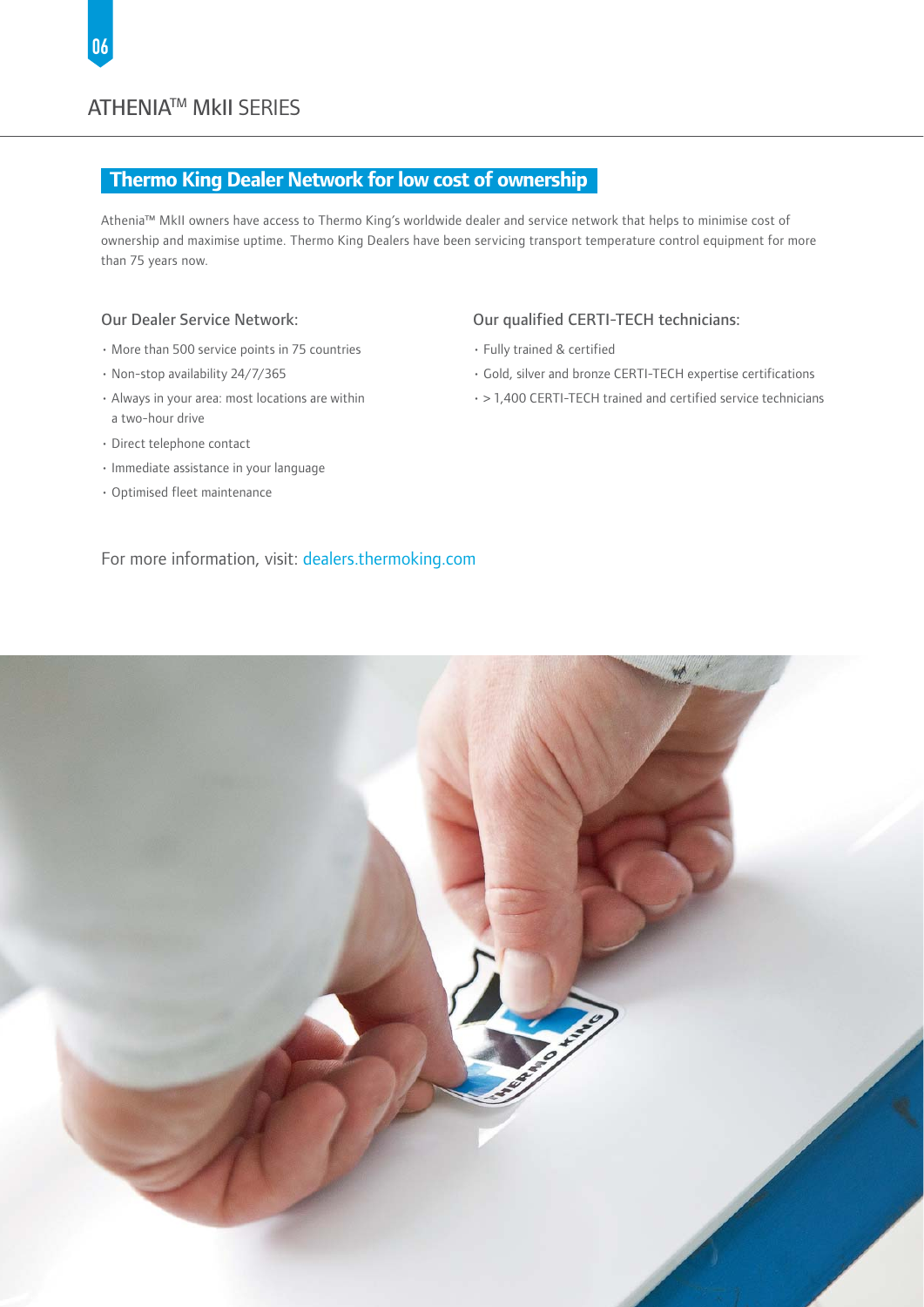# ATHENIA™ MkII SERIES

## Thermo King Dealer Network for low cost of ownership

Athenia™ MkII owners have access to Thermo King's worldwide dealer and service network that helps to minimise cost of ownership and maximise uptime. Thermo King Dealers have been servicing transport temperature control equipment for more than 75 years now.

### Our Dealer Service Network:

- More than 500 service points in 75 countries
- Non-stop availability 24/7/365
- Always in your area: most locations are within a two-hour drive
- Direct telephone contact
- Immediate assistance in your language
- Optimised fleet maintenance

### Our qualified CERTI-TECH technicians:

- Fully trained & certified
- Gold, silver and bronze CERTI-TECH expertise certifications
- > 1,400 CERTI-TECH trained and certified service technicians

For more information, visit: dealers.thermoking.com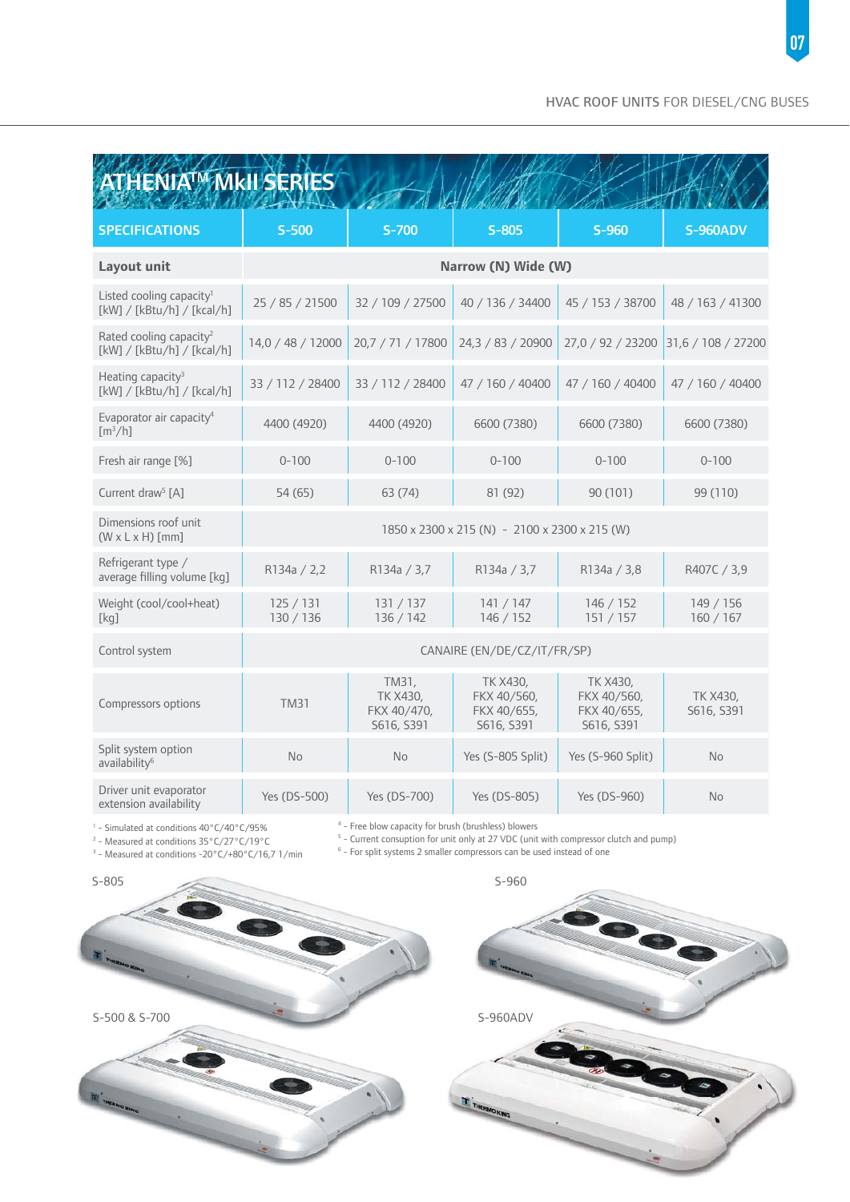## ATHENIA™ MkII SERIES

| SPECIFICATIONS | S-500 | S-700 | S-805 | S-960 | S-960ADV |
|---|---|---|---|---|---|
| **Layout unit** | Narrow (N) Wide (W) | | | | |
| Listed cooling capacity[1] [kW] / [kBtu/h] / [kcal/h] | 25 / 85 / 21500 | 32 / 109 / 27500 | 40 / 136 / 34400 | 45 / 153 / 38700 | 48 / 163 / 41300 |
| Rated cooling capacity[2] [kW] / [kBtu/h] / [kcal/h] | 14,0 / 48 / 12000 | 20,7 / 71 / 17800 | 24,3 / 83 / 20900 | 27,0 / 92 / 23200 | 31,6 / 108 / 27200 |
| Heating capacity[3] [kW] / [kBtu/h] / [kcal/h] | 33 / 112 / 28400 | 33 / 112 / 28400 | 47 / 160 / 40400 | 47 / 160 / 40400 | 47 / 160 / 40400 |
| Evaporator air capacity[4] [$m^3$/h] | 4400 (4920) | 4400 (4920) | 6600 (7380) | 6600 (7380) | 6600 (7380) |
| Fresh air range [%] | 0-100 | 0-100 | 0-100 | 0-100 | 0-100 |
| Current draw[5] [A] | 54 (65) | 63 (74) | 81 (92) | 90 (101) | 99 (110) |
| Dimensions roof unit (W x L x H) [mm] | 1850 x 2300 x 215 (N) - 2100 x 2300 x 215 (W) | | | | |
| Refrigerant type / average filling volume [kg] | R134a / 2,2 | R134a / 3,7 | R134a / 3,7 | R134a / 3,8 | R407C / 3,9 |
| Weight (cool/cool+heat) [kg] | 125 / 131<br>130 / 136 | 131 / 137<br>136 / 142 | 141 / 147<br>146 / 152 | 146 / 152<br>151 / 157 | 149 / 156<br>160 / 167 |
| Control system | CANAIRE (EN/DE/CZ/IT/FR/SP) | | | | |
| Compressors options | TM31 | TM31, TK X430, FKX 40/470, S616, S391 | TK X430, FKX 40/560, FKX 40/655, S616, S391 | TK X430, FKX 40/560, FKX 40/655, S616, S391 | TK X430, S616, S391 |
| Split system option availability[6] | No | No | Yes (S-805 Split) | Yes (S-960 Split) | No |
| Driver unit evaporator extension availability | Yes (DS-500) | Yes (DS-700) | Yes (DS-805) | Yes (DS-960) | No |

[1] - Simulated at conditions 40°C/40°C/95%
[2] - Measured at conditions 35°C/27°C/19°C
[3] - Measured at conditions -20°C/+80°C/16,7 1/min
[4] - Free blow capacity for brush (brushless) blowers
[5] - Current consuption for unit only at 27 VDC (unit with compressor clutch and pump)
[6] - For split systems 2 smaller compressors can be used instead of one

S-805

S-960

S-500 & S-700

S-960ADV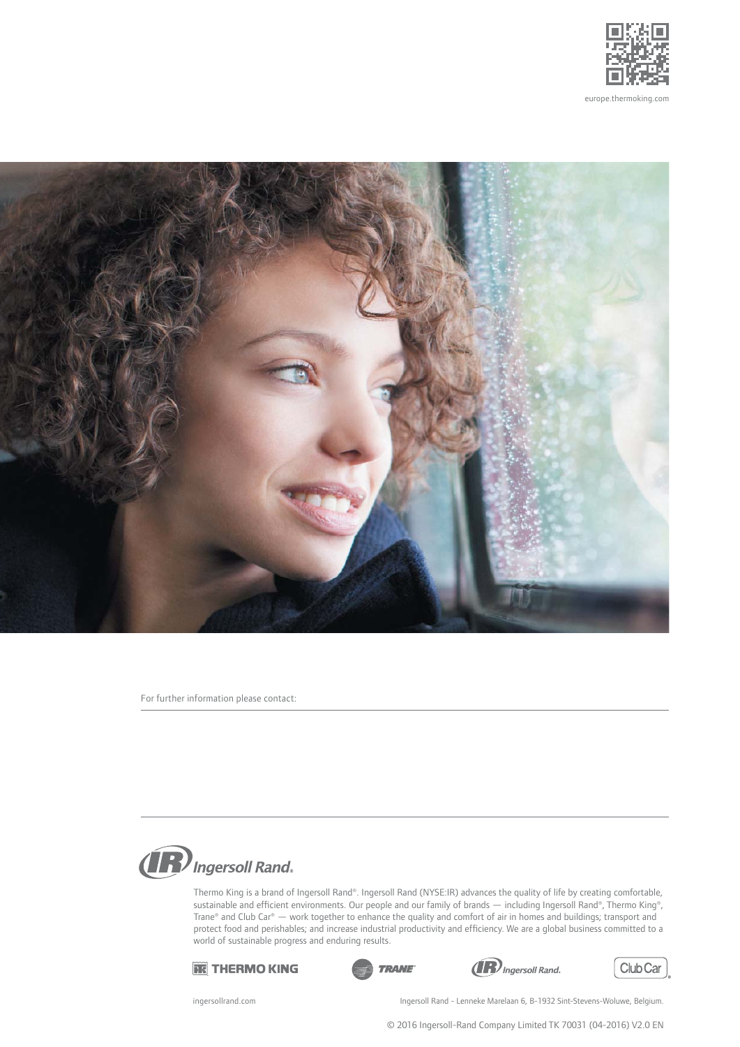europe.thermoking.com

For further information please contact:

Thermo King is a brand of Ingersoll Rand®. Ingersoll Rand (NYSE:IR) advances the quality of life by creating comfortable, sustainable and efficient environments. Our people and our family of brands — including Ingersoll Rand®, Thermo King®, Trane® and Club Car® — work together to enhance the quality and comfort of air in homes and buildings; transport and protect food and perishables; and increase industrial productivity and efficiency. We are a global business committed to a world of sustainable progress and enduring results.

ingersollrand.com

Ingersoll Rand - Lenneke Marelaan 6, B-1932 Sint-Stevens-Woluwe, Belgium.

© 2016 Ingersoll-Rand Company Limited TK 70031 (04-2016) V2.0 EN